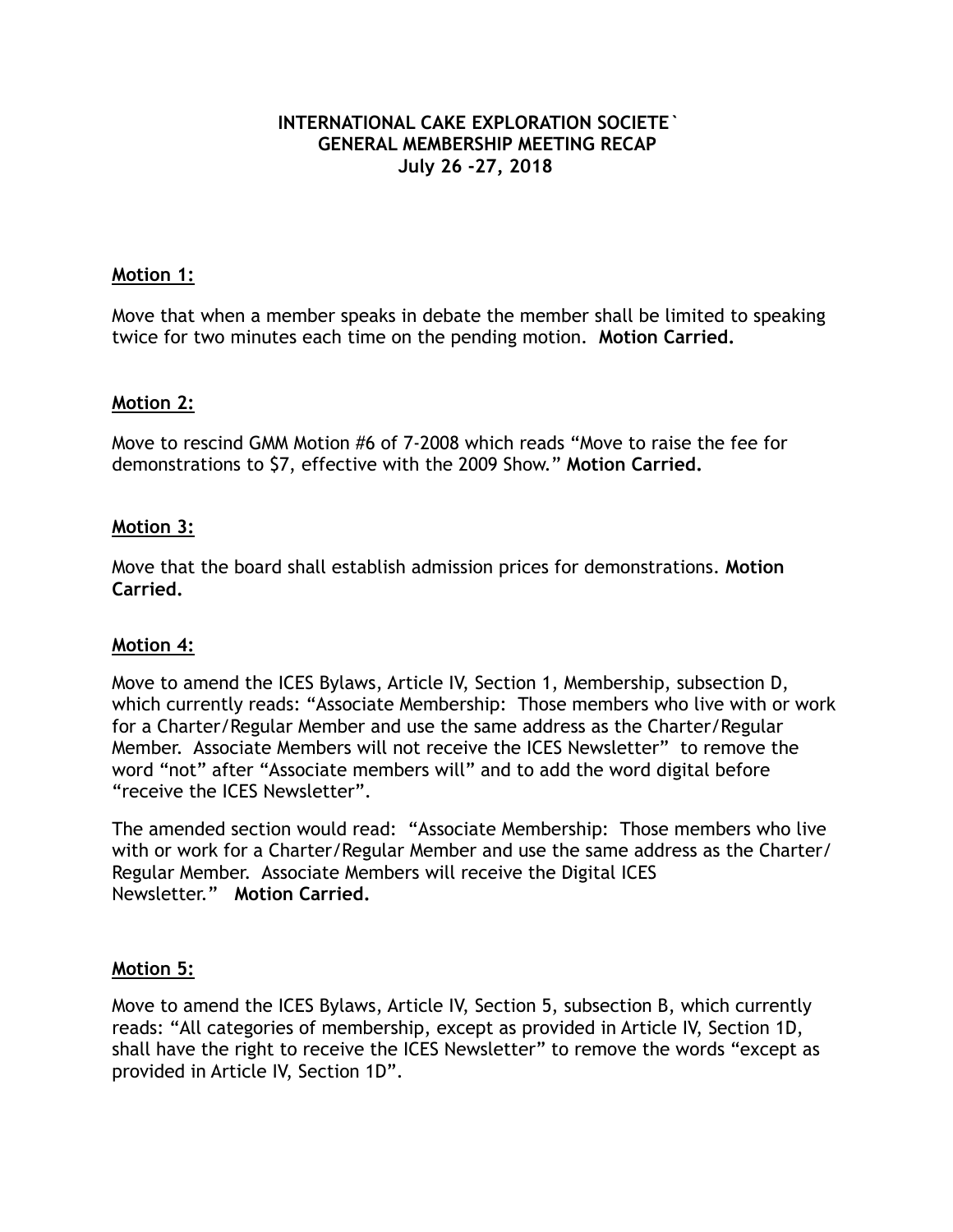**INTERNATIONAL CAKE EXPLORATION SOCIETE`**
**GENERAL MEMBERSHIP MEETING RECAP**
**July 26 -27, 2018**

**Motion 1:**

Move that when a member speaks in debate the member shall be limited to speaking twice for two minutes each time on the pending motion. **Motion Carried.**

**Motion 2:**

Move to rescind GMM Motion #6 of 7-2008 which reads "Move to raise the fee for demonstrations to $7, effective with the 2009 Show." **Motion Carried.**

**Motion 3:**

Move that the board shall establish admission prices for demonstrations. **Motion Carried.**

**Motion 4:**

Move to amend the ICES Bylaws, Article IV, Section 1, Membership, subsection D, which currently reads: "Associate Membership: Those members who live with or work for a Charter/Regular Member and use the same address as the Charter/Regular Member. Associate Members will not receive the ICES Newsletter" to remove the word "not" after "Associate members will" and to add the word digital before "receive the ICES Newsletter".

The amended section would read: "Associate Membership: Those members who live with or work for a Charter/Regular Member and use the same address as the Charter/Regular Member. Associate Members will receive the Digital ICES Newsletter." **Motion Carried.**

**Motion 5:**

Move to amend the ICES Bylaws, Article IV, Section 5, subsection B, which currently reads: "All categories of membership, except as provided in Article IV, Section 1D, shall have the right to receive the ICES Newsletter" to remove the words "except as provided in Article IV, Section 1D".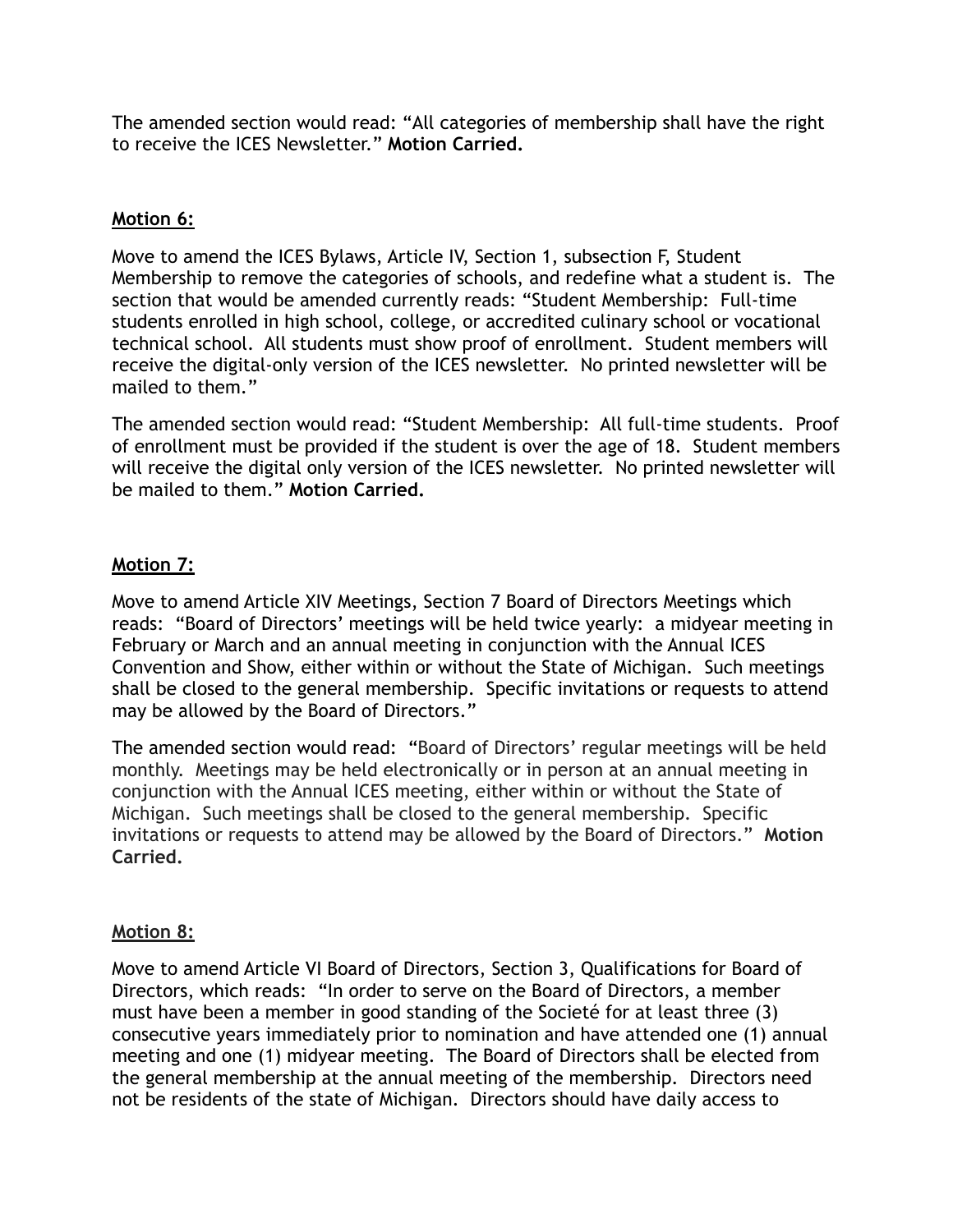The amended section would read: "All categories of membership shall have the right to receive the ICES Newsletter." **Motion Carried.**

**Motion 6:**

Move to amend the ICES Bylaws, Article IV, Section 1, subsection F, Student Membership to remove the categories of schools, and redefine what a student is. The section that would be amended currently reads: "Student Membership: Full-time students enrolled in high school, college, or accredited culinary school or vocational technical school. All students must show proof of enrollment. Student members will receive the digital-only version of the ICES newsletter. No printed newsletter will be mailed to them."

The amended section would read: "Student Membership: All full-time students. Proof of enrollment must be provided if the student is over the age of 18. Student members will receive the digital only version of the ICES newsletter. No printed newsletter will be mailed to them." **Motion Carried.**

**Motion 7:**

Move to amend Article XIV Meetings, Section 7 Board of Directors Meetings which reads: "Board of Directors' meetings will be held twice yearly: a midyear meeting in February or March and an annual meeting in conjunction with the Annual ICES Convention and Show, either within or without the State of Michigan. Such meetings shall be closed to the general membership. Specific invitations or requests to attend may be allowed by the Board of Directors."

The amended section would read: "Board of Directors' regular meetings will be held monthly. Meetings may be held electronically or in person at an annual meeting in conjunction with the Annual ICES meeting, either within or without the State of Michigan. Such meetings shall be closed to the general membership. Specific invitations or requests to attend may be allowed by the Board of Directors." **Motion Carried.**

**Motion 8:**

Move to amend Article VI Board of Directors, Section 3, Qualifications for Board of Directors, which reads: "In order to serve on the Board of Directors, a member must have been a member in good standing of the Societé for at least three (3) consecutive years immediately prior to nomination and have attended one (1) annual meeting and one (1) midyear meeting. The Board of Directors shall be elected from the general membership at the annual meeting of the membership. Directors need not be residents of the state of Michigan. Directors should have daily access to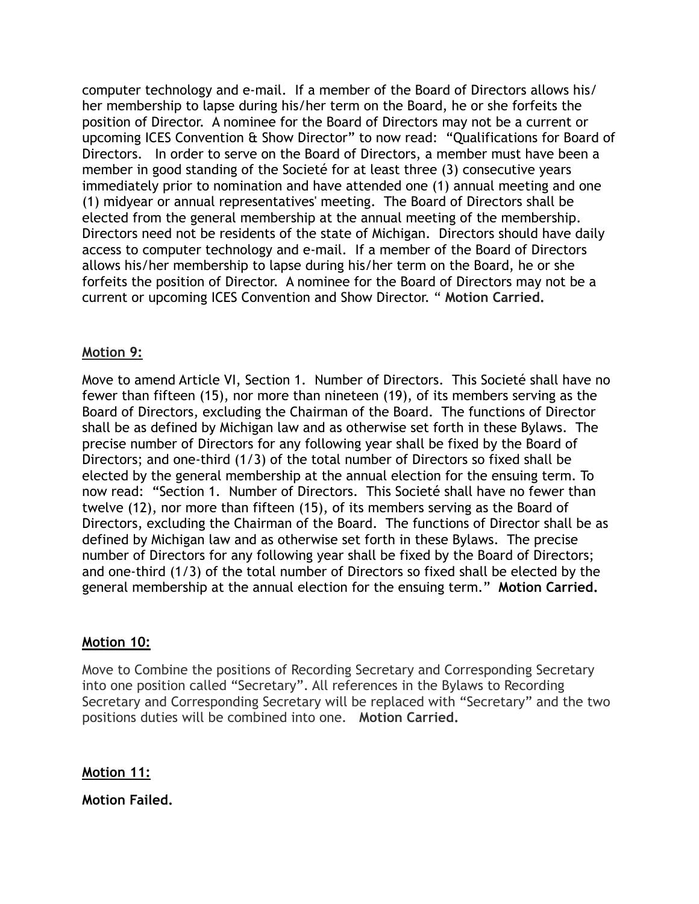computer technology and e-mail. If a member of the Board of Directors allows his/her membership to lapse during his/her term on the Board, he or she forfeits the position of Director. A nominee for the Board of Directors may not be a current or upcoming ICES Convention & Show Director" to now read: "Qualifications for Board of Directors. In order to serve on the Board of Directors, a member must have been a member in good standing of the Societé for at least three (3) consecutive years immediately prior to nomination and have attended one (1) annual meeting and one (1) midyear or annual representatives' meeting. The Board of Directors shall be elected from the general membership at the annual meeting of the membership. Directors need not be residents of the state of Michigan. Directors should have daily access to computer technology and e-mail. If a member of the Board of Directors allows his/her membership to lapse during his/her term on the Board, he or she forfeits the position of Director. A nominee for the Board of Directors may not be a current or upcoming ICES Convention and Show Director. " **Motion Carried.**

**Motion 9:**

Move to amend Article VI, Section 1. Number of Directors. This Societé shall have no fewer than fifteen (15), nor more than nineteen (19), of its members serving as the Board of Directors, excluding the Chairman of the Board. The functions of Director shall be as defined by Michigan law and as otherwise set forth in these Bylaws. The precise number of Directors for any following year shall be fixed by the Board of Directors; and one-third (1/3) of the total number of Directors so fixed shall be elected by the general membership at the annual election for the ensuing term. To now read: "Section 1. Number of Directors. This Societé shall have no fewer than twelve (12), nor more than fifteen (15), of its members serving as the Board of Directors, excluding the Chairman of the Board. The functions of Director shall be as defined by Michigan law and as otherwise set forth in these Bylaws. The precise number of Directors for any following year shall be fixed by the Board of Directors; and one-third (1/3) of the total number of Directors so fixed shall be elected by the general membership at the annual election for the ensuing term." **Motion Carried.**

**Motion 10:**

Move to Combine the positions of Recording Secretary and Corresponding Secretary into one position called "Secretary". All references in the Bylaws to Recording Secretary and Corresponding Secretary will be replaced with "Secretary" and the two positions duties will be combined into one. **Motion Carried.**

**Motion 11:**

**Motion Failed.**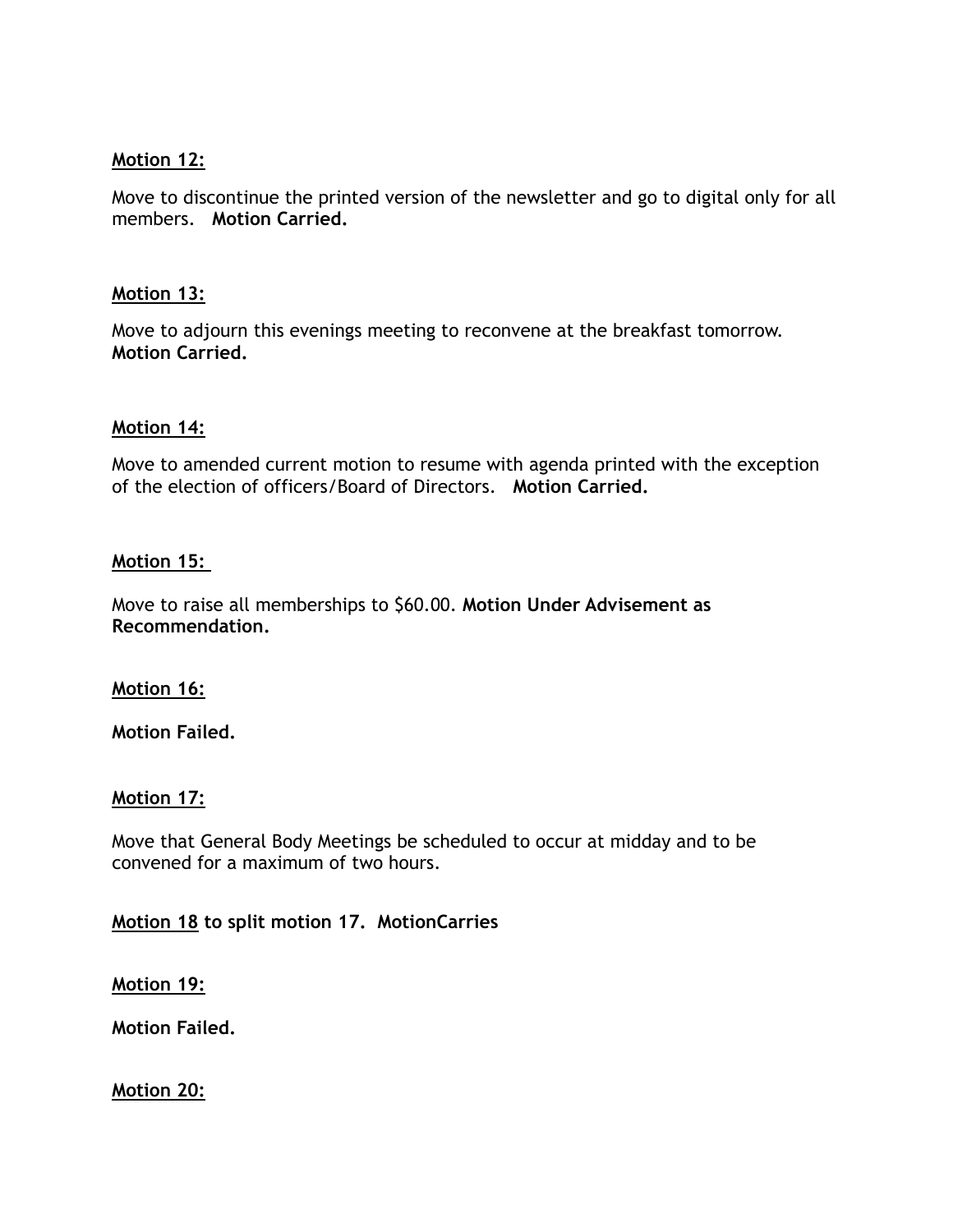**Motion 12:**

Move to discontinue the printed version of the newsletter and go to digital only for all members. **Motion Carried.**

**Motion 13:**

Move to adjourn this evenings meeting to reconvene at the breakfast tomorrow. **Motion Carried.**

**Motion 14:**

Move to amended current motion to resume with agenda printed with the exception of the election of officers/Board of Directors. **Motion Carried.**

**Motion 15:**

Move to raise all memberships to $60.00. **Motion Under Advisement as Recommendation.**

**Motion 16:**

**Motion Failed.**

**Motion 17:**

Move that General Body Meetings be scheduled to occur at midday and to be convened for a maximum of two hours.

**Motion 18 to split motion 17. MotionCarries**

**Motion 19:**

**Motion Failed.**

**Motion 20:**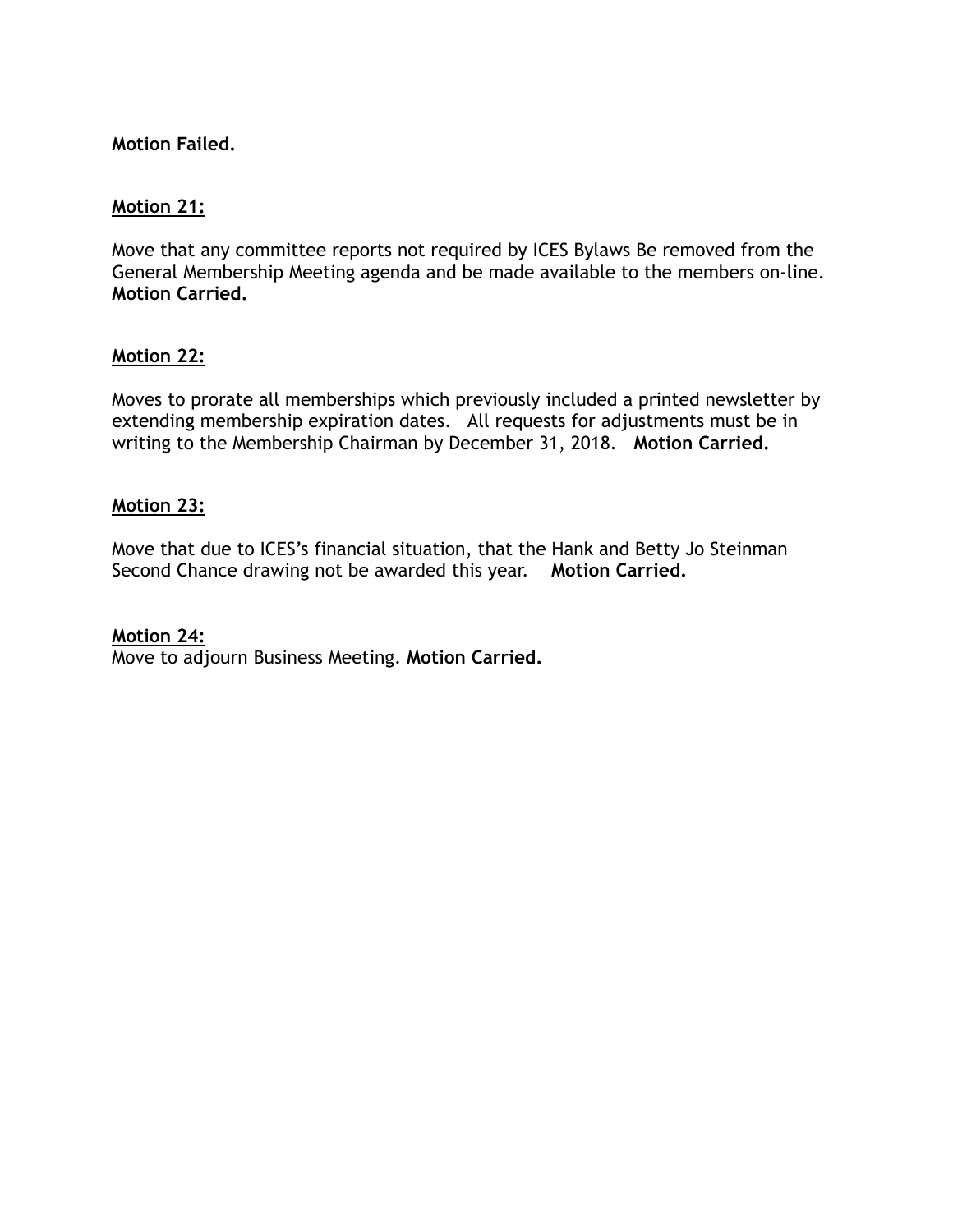**Motion Failed.**

**Motion 21:**

Move that any committee reports not required by ICES Bylaws Be removed from the General Membership Meeting agenda and be made available to the members on-line. **Motion Carried.**

**Motion 22:**

Moves to prorate all memberships which previously included a printed newsletter by extending membership expiration dates. All requests for adjustments must be in writing to the Membership Chairman by December 31, 2018. **Motion Carried.**

**Motion 23:**

Move that due to ICES's financial situation, that the Hank and Betty Jo Steinman Second Chance drawing not be awarded this year. **Motion Carried.**

**Motion 24:**

Move to adjourn Business Meeting. **Motion Carried.**